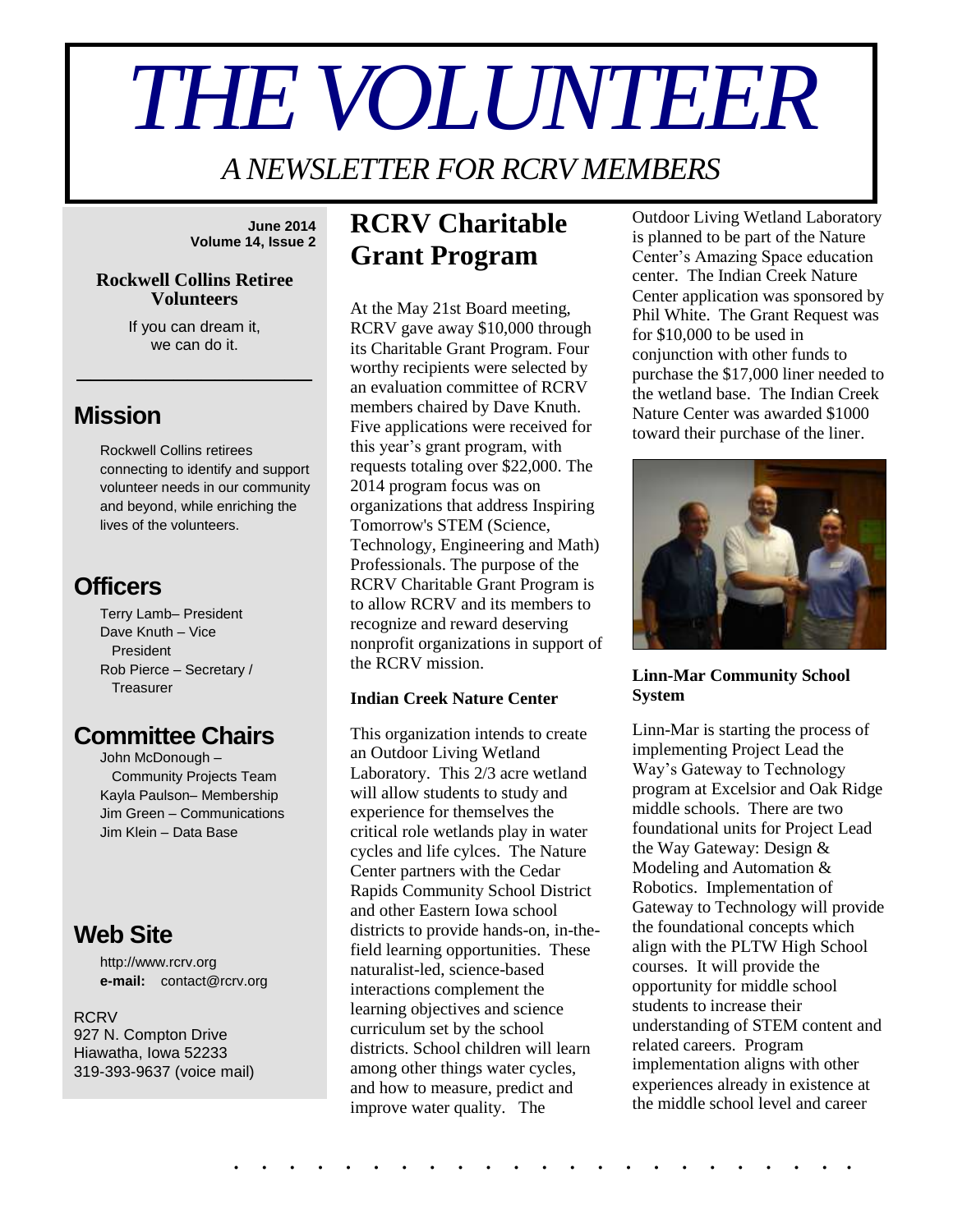# THE VOLUNTEER

*A NEWSLETTER FOR RCRV MEMBERS*

**June 2014**
**Volume 14, Issue 2**

**Rockwell Collins Retiree Volunteers**

If you can dream it, we can do it.

## Mission

Rockwell Collins retirees connecting to identify and support volunteer needs in our community and beyond, while enriching the lives of the volunteers.

## Officers

Terry Lamb– President
Dave Knuth – Vice President
Rob Pierce – Secretary / Treasurer

## Committee Chairs

John McDonough – Community Projects Team
Kayla Paulson– Membership
Jim Green – Communications
Jim Klein – Data Base

## Web Site

http://www.rcrv.org
**e-mail:** contact@rcrv.org

RCRV
927 N. Compton Drive
Hiawatha, Iowa 52233
319-393-9637 (voice mail)

# RCRV Charitable Grant Program

At the May 21st Board meeting, RCRV gave away $10,000 through its Charitable Grant Program. Four worthy recipients were selected by an evaluation committee of RCRV members chaired by Dave Knuth. Five applications were received for this year's grant program, with requests totaling over $22,000. The 2014 program focus was on organizations that address Inspiring Tomorrow's STEM (Science, Technology, Engineering and Math) Professionals. The purpose of the RCRV Charitable Grant Program is to allow RCRV and its members to recognize and reward deserving nonprofit organizations in support of the RCRV mission.

**Indian Creek Nature Center**

This organization intends to create an Outdoor Living Wetland Laboratory. This 2/3 acre wetland will allow students to study and experience for themselves the critical role wetlands play in water cycles and life cylces. The Nature Center partners with the Cedar Rapids Community School District and other Eastern Iowa school districts to provide hands-on, in-the-field learning opportunities. These naturalist-led, science-based interactions complement the learning objectives and science curriculum set by the school districts. School children will learn among other things water cycles, and how to measure, predict and improve water quality. The Outdoor Living Wetland Laboratory is planned to be part of the Nature Center's Amazing Space education center. The Indian Creek Nature Center application was sponsored by Phil White. The Grant Request was for $10,000 to be used in conjunction with other funds to purchase the $17,000 liner needed to the wetland base. The Indian Creek Nature Center was awarded $1000 toward their purchase of the liner.

**Linn-Mar Community School System**

Linn-Mar is starting the process of implementing Project Lead the Way's Gateway to Technology program at Excelsior and Oak Ridge middle schools. There are two foundational units for Project Lead the Way Gateway: Design & Modeling and Automation & Robotics. Implementation of Gateway to Technology will provide the foundational concepts which align with the PLTW High School courses. It will provide the opportunity for middle school students to increase their understanding of STEM content and related careers. Program implementation aligns with other experiences already in existence at the middle school level and career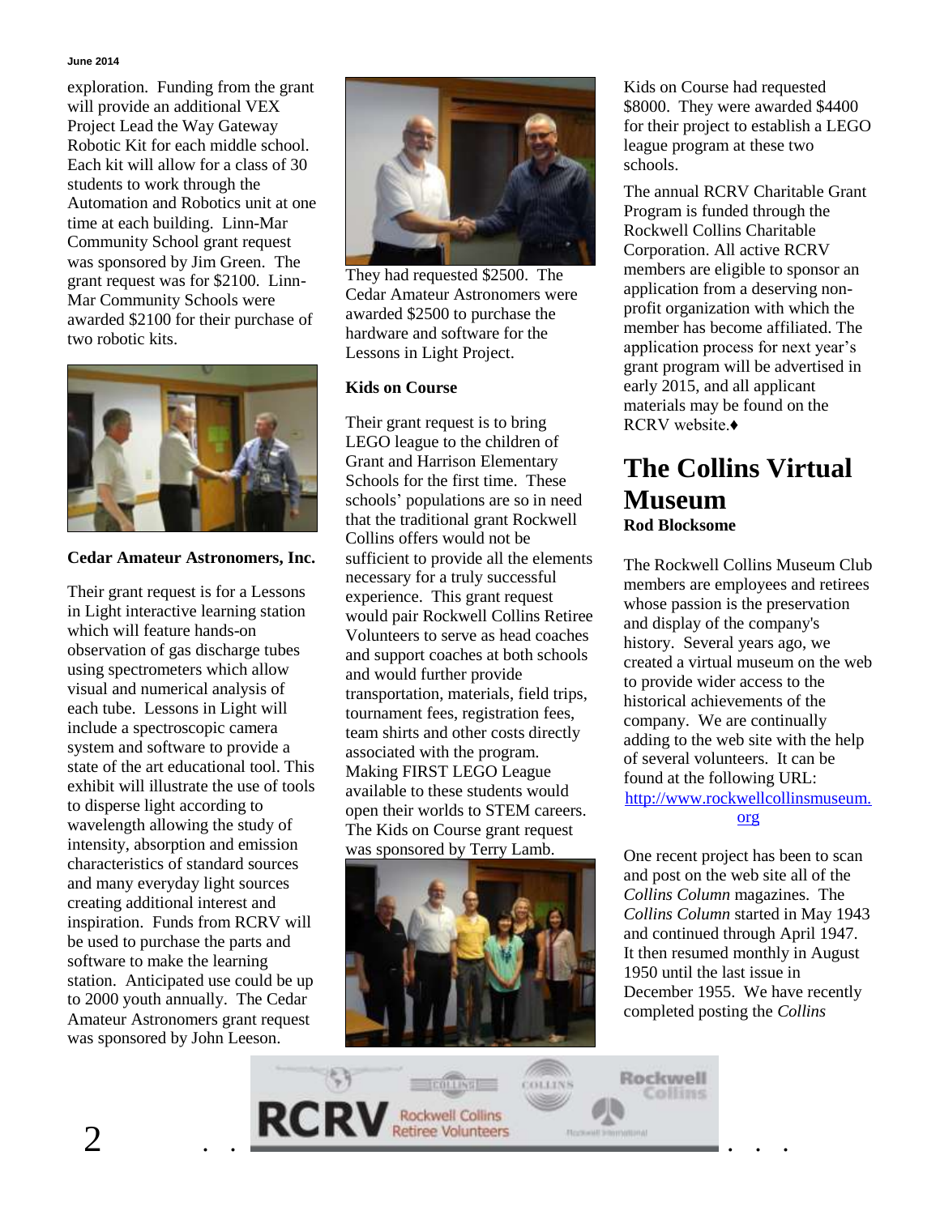exploration. Funding from the grant will provide an additional VEX Project Lead the Way Gateway Robotic Kit for each middle school. Each kit will allow for a class of 30 students to work through the Automation and Robotics unit at one time at each building. Linn-Mar Community School grant request was sponsored by Jim Green. The grant request was for $2100. Linn-Mar Community Schools were awarded $2100 for their purchase of two robotic kits.

**Cedar Amateur Astronomers, Inc.**

Their grant request is for a Lessons in Light interactive learning station which will feature hands-on observation of gas discharge tubes using spectrometers which allow visual and numerical analysis of each tube. Lessons in Light will include a spectroscopic camera system and software to provide a state of the art educational tool. This exhibit will illustrate the use of tools to disperse light according to wavelength allowing the study of intensity, absorption and emission characteristics of standard sources and many everyday light sources creating additional interest and inspiration. Funds from RCRV will be used to purchase the parts and software to make the learning station. Anticipated use could be up to 2000 youth annually. The Cedar Amateur Astronomers grant request was sponsored by John Leeson. They had requested $2500. The Cedar Amateur Astronomers were awarded $2500 to purchase the hardware and software for the Lessons in Light Project.

**Kids on Course**

Their grant request is to bring LEGO league to the children of Grant and Harrison Elementary Schools for the first time. These schools' populations are so in need that the traditional grant Rockwell Collins offers would not be sufficient to provide all the elements necessary for a truly successful experience. This grant request would pair Rockwell Collins Retiree Volunteers to serve as head coaches and support coaches at both schools and would further provide transportation, materials, field trips, tournament fees, registration fees, team shirts and other costs directly associated with the program. Making FIRST LEGO League available to these students would open their worlds to STEM careers. The Kids on Course grant request was sponsored by Terry Lamb.

Kids on Course had requested $8000. They were awarded $4400 for their project to establish a LEGO league program at these two schools.

The annual RCRV Charitable Grant Program is funded through the Rockwell Collins Charitable Corporation. All active RCRV members are eligible to sponsor an application from a deserving non-profit organization with which the member has become affiliated. The application process for next year's grant program will be advertised in early 2015, and all applicant materials may be found on the RCRV website.♦

# The Collins Virtual Museum

**Rod Blocksome**

The Rockwell Collins Museum Club members are employees and retirees whose passion is the preservation and display of the company's history. Several years ago, we created a virtual museum on the web to provide wider access to the historical achievements of the company. We are continually adding to the web site with the help of several volunteers. It can be found at the following URL: http://www.rockwellcollinsmuseum.org

One recent project has been to scan and post on the web site all of the *Collins Column* magazines. The *Collins Column* started in May 1943 and continued through April 1947. It then resumed monthly in August 1950 until the last issue in December 1955. We have recently completed posting the *Collins*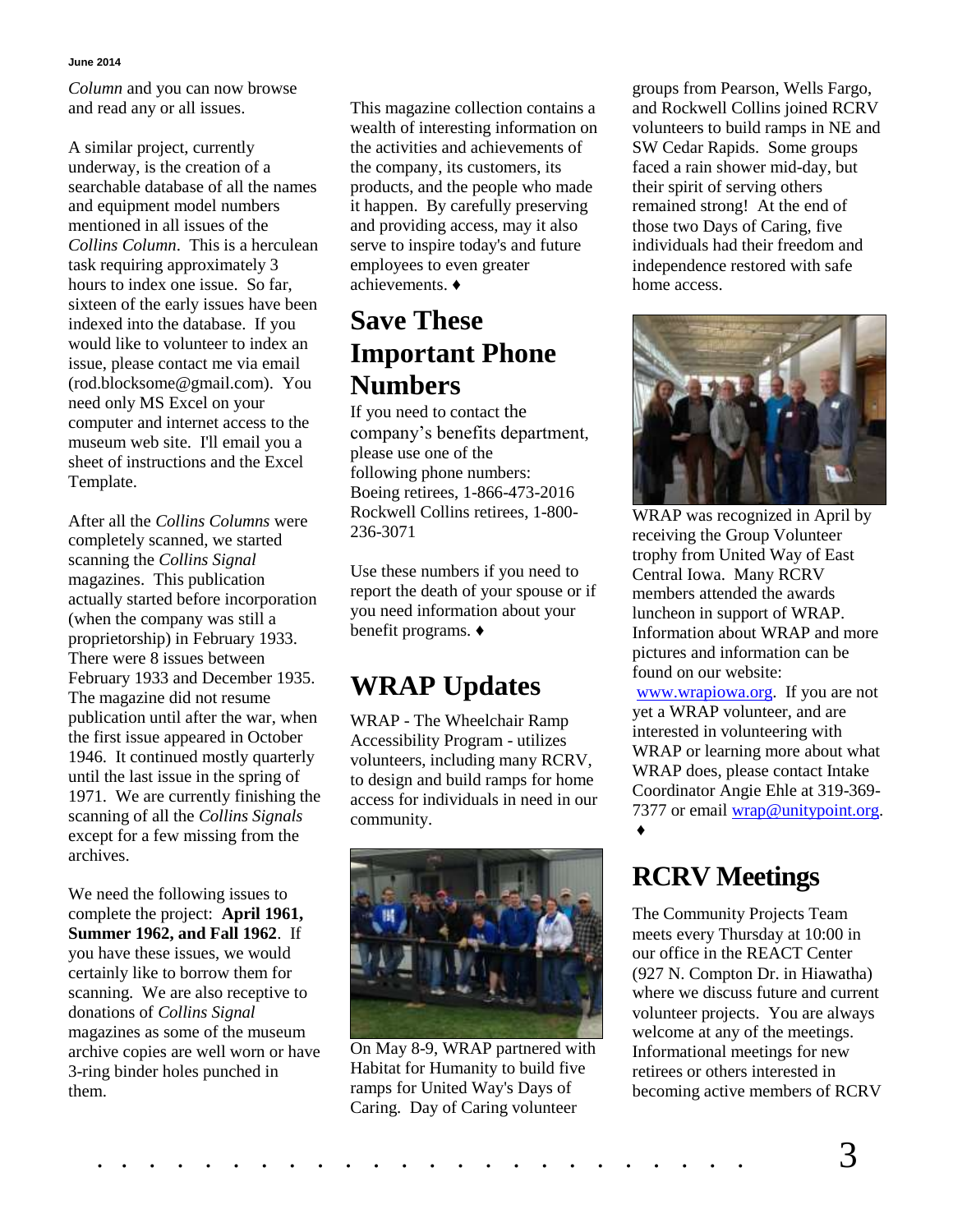*Column* and you can now browse and read any or all issues.

A similar project, currently underway, is the creation of a searchable database of all the names and equipment model numbers mentioned in all issues of the *Collins Column*. This is a herculean task requiring approximately 3 hours to index one issue. So far, sixteen of the early issues have been indexed into the database. If you would like to volunteer to index an issue, please contact me via email (rod.blocksome@gmail.com). You need only MS Excel on your computer and internet access to the museum web site. I'll email you a sheet of instructions and the Excel Template.

After all the *Collins Columns* were completely scanned, we started scanning the *Collins Signal* magazines. This publication actually started before incorporation (when the company was still a proprietorship) in February 1933. There were 8 issues between February 1933 and December 1935. The magazine did not resume publication until after the war, when the first issue appeared in October 1946. It continued mostly quarterly until the last issue in the spring of 1971. We are currently finishing the scanning of all the *Collins Signals* except for a few missing from the archives.

We need the following issues to complete the project: **April 1961, Summer 1962, and Fall 1962**. If you have these issues, we would certainly like to borrow them for scanning. We are also receptive to donations of *Collins Signal* magazines as some of the museum archive copies are well worn or have 3-ring binder holes punched in them.

This magazine collection contains a wealth of interesting information on the activities and achievements of the company, its customers, its products, and the people who made it happen. By carefully preserving and providing access, may it also serve to inspire today's and future employees to even greater achievements. ♦

# Save These Important Phone Numbers

If you need to contact the company's benefits department, please use one of the following phone numbers:
Boeing retirees, 1-866-473-2016
Rockwell Collins retirees, 1-800-236-3071

Use these numbers if you need to report the death of your spouse or if you need information about your benefit programs. ♦

# WRAP Updates

WRAP - The Wheelchair Ramp Accessibility Program - utilizes volunteers, including many RCRV, to design and build ramps for home access for individuals in need in our community.

On May 8-9, WRAP partnered with Habitat for Humanity to build five ramps for United Way's Days of Caring. Day of Caring volunteer groups from Pearson, Wells Fargo, and Rockwell Collins joined RCRV volunteers to build ramps in NE and SW Cedar Rapids. Some groups faced a rain shower mid-day, but their spirit of serving others remained strong! At the end of those two Days of Caring, five individuals had their freedom and independence restored with safe home access.

WRAP was recognized in April by receiving the Group Volunteer trophy from United Way of East Central Iowa. Many RCRV members attended the awards luncheon in support of WRAP. Information about WRAP and more pictures and information can be found on our website: www.wrapiowa.org. If you are not yet a WRAP volunteer, and are interested in volunteering with WRAP or learning more about what WRAP does, please contact Intake Coordinator Angie Ehle at 319-369-7377 or email wrap@unitypoint.org. ♦

# RCRV Meetings

The Community Projects Team meets every Thursday at 10:00 in our office in the REACT Center (927 N. Compton Dr. in Hiawatha) where we discuss future and current volunteer projects. You are always welcome at any of the meetings. Informational meetings for new retirees or others interested in becoming active members of RCRV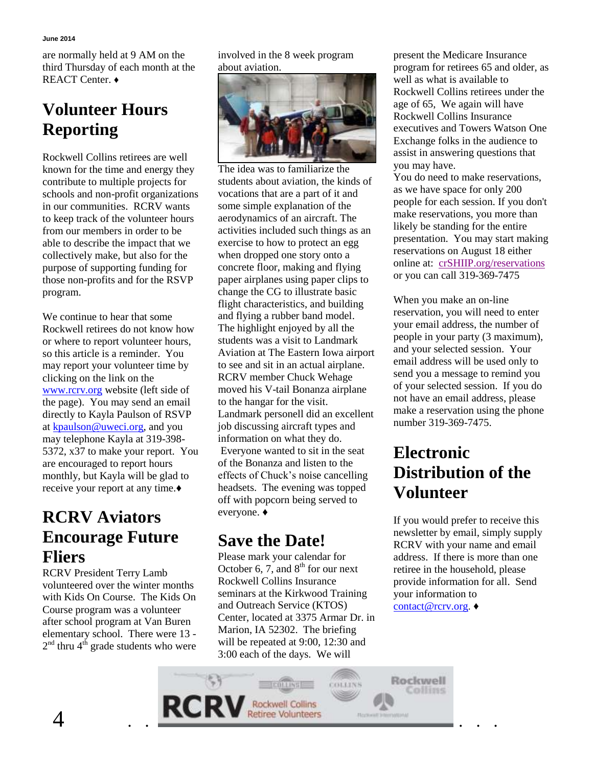are normally held at 9 AM on the third Thursday of each month at the REACT Center. ♦

## Volunteer Hours Reporting

Rockwell Collins retirees are well known for the time and energy they contribute to multiple projects for schools and non-profit organizations in our communities. RCRV wants to keep track of the volunteer hours from our members in order to be able to describe the impact that we collectively make, but also for the purpose of supporting funding for those non-profits and for the RSVP program.

We continue to hear that some Rockwell retirees do not know how or where to report volunteer hours, so this article is a reminder. You may report your volunteer time by clicking on the link on the www.rcrv.org website (left side of the page). You may send an email directly to Kayla Paulson of RSVP at kpaulson@uweci.org, and you may telephone Kayla at 319-398-5372, x37 to make your report. You are encouraged to report hours monthly, but Kayla will be glad to receive your report at any time.♦

## RCRV Aviators Encourage Future Fliers

RCRV President Terry Lamb volunteered over the winter months with Kids On Course. The Kids On Course program was a volunteer after school program at Van Buren elementary school. There were 13 - 2nd thru 4th grade students who were involved in the 8 week program about aviation.

The idea was to familiarize the students about aviation, the kinds of vocations that are a part of it and some simple explanation of the aerodynamics of an aircraft. The activities included such things as an exercise to how to protect an egg when dropped one story onto a concrete floor, making and flying paper airplanes using paper clips to change the CG to illustrate basic flight characteristics, and building and flying a rubber band model. The highlight enjoyed by all the students was a visit to Landmark Aviation at The Eastern Iowa airport to see and sit in an actual airplane. RCRV member Chuck Wehage moved his V-tail Bonanza airplane to the hangar for the visit. Landmark personell did an excellent job discussing aircraft types and information on what they do. Everyone wanted to sit in the seat of the Bonanza and listen to the effects of Chuck's noise cancelling headsets. The evening was topped off with popcorn being served to everyone. ♦

## Save the Date!

Please mark your calendar for October 6, 7, and 8th for our next Rockwell Collins Insurance seminars at the Kirkwood Training and Outreach Service (KTOS) Center, located at 3375 Armar Dr. in Marion, IA 52302. The briefing will be repeated at 9:00, 12:30 and 3:00 each of the days. We will present the Medicare Insurance program for retirees 65 and older, as well as what is available to Rockwell Collins retirees under the age of 65, We again will have Rockwell Collins Insurance executives and Towers Watson One Exchange folks in the audience to assist in answering questions that you may have.

You do need to make reservations, as we have space for only 200 people for each session. If you don't make reservations, you more than likely be standing for the entire presentation. You may start making reservations on August 18 either online at: crSHIIP.org/reservations or you can call 319-369-7475

When you make an on-line reservation, you will need to enter your email address, the number of people in your party (3 maximum), and your selected session. Your email address will be used only to send you a message to remind you of your selected session. If you do not have an email address, please make a reservation using the phone number 319-369-7475.

## Electronic Distribution of the Volunteer

If you would prefer to receive this newsletter by email, simply supply RCRV with your name and email address. If there is more than one retiree in the household, please provide information for all. Send your information to contact@rcrv.org. ♦

RCRV Rockwell Collins Retiree Volunteers